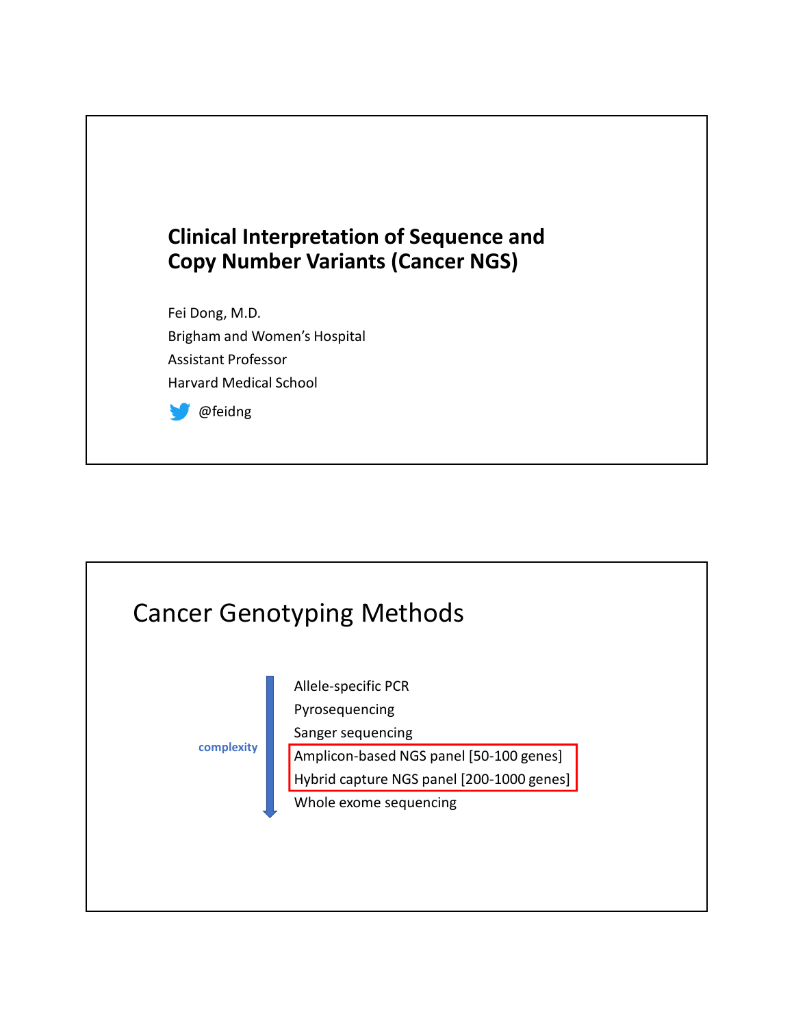# Clinical Interpretation of Sequence and Copy Number Variants (Cancer NGS)

Fei Dong, M.D.

Brigham and Women's Hospital

Assistant Professor

Harvard Medical School

@feidng

## Cancer Genotyping Methods

complexity

- Allele-specific PCR
- Pyrosequencing
- Sanger sequencing
- Amplicon-based NGS panel [50-100 genes]
- Hybrid capture NGS panel [200-1000 genes]
- Whole exome sequencing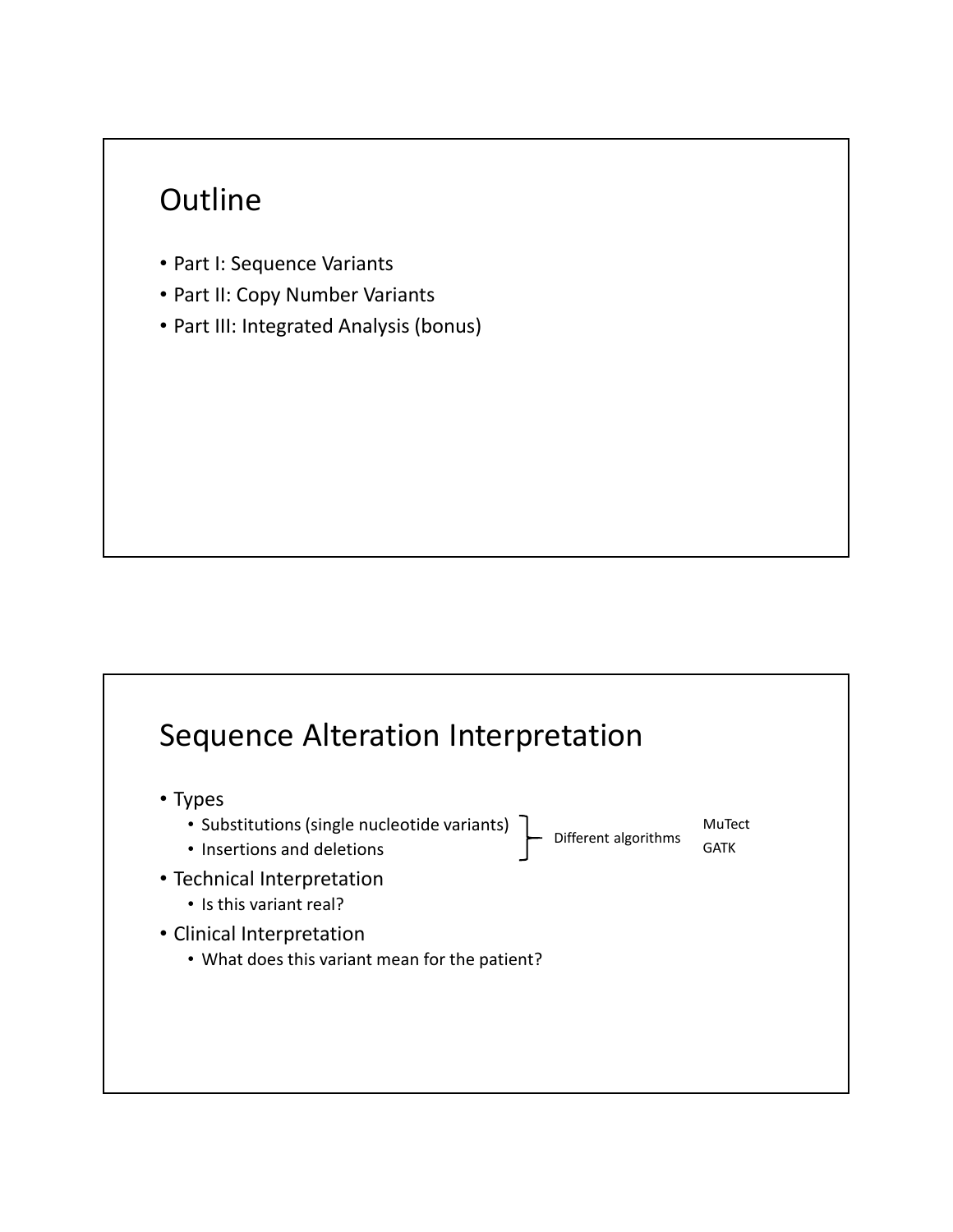## Outline

- Part I: Sequence Variants
- Part II: Copy Number Variants
- Part III: Integrated Analysis (bonus)

## Sequence Alteration Interpretation

- Types
  - Substitutions (single nucleotide variants)
  - Insertions and deletions

  } Different algorithms — MuTect, GATK
- Technical Interpretation
  - Is this variant real?
- Clinical Interpretation
  - What does this variant mean for the patient?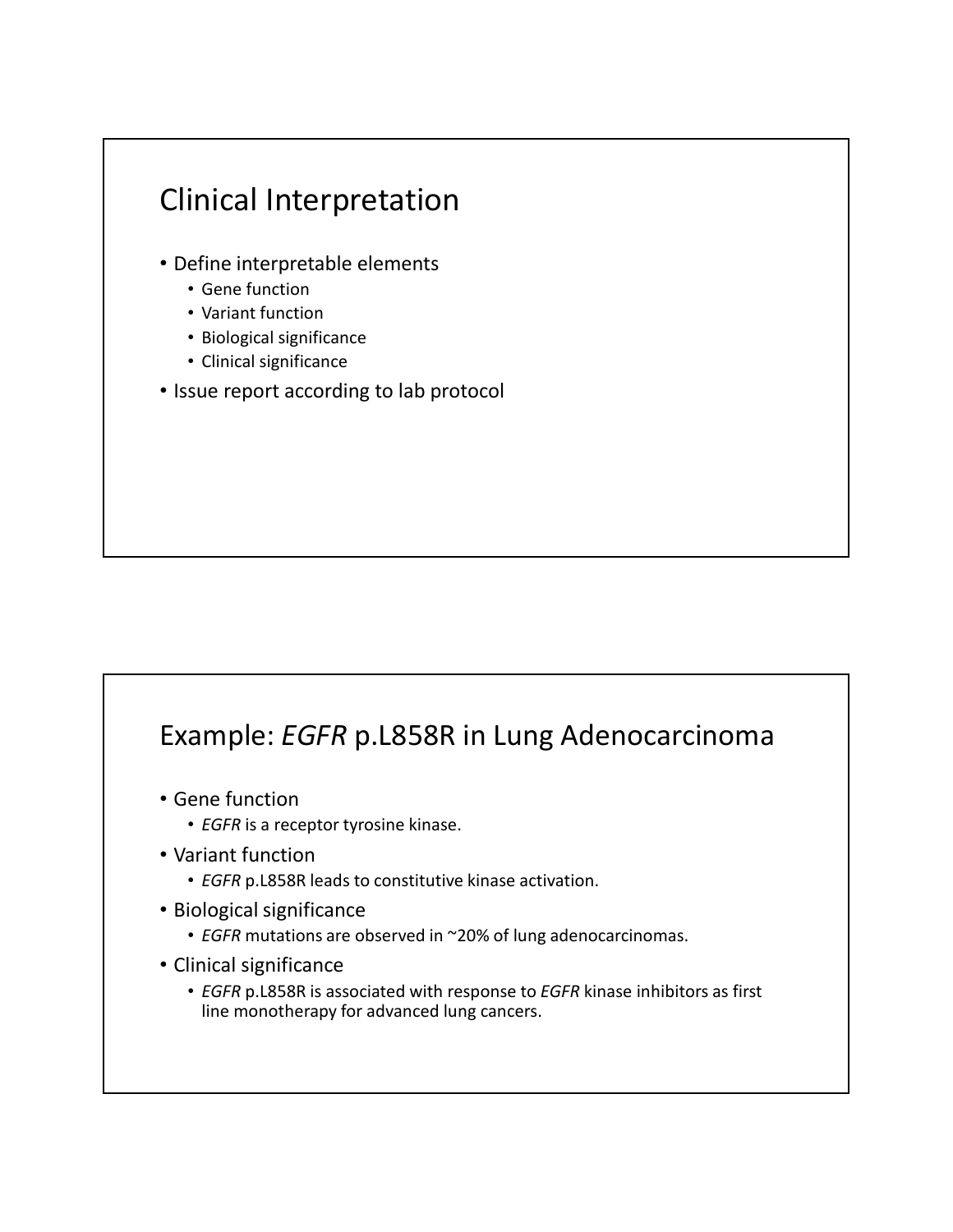## Clinical Interpretation

- Define interpretable elements
  - Gene function
  - Variant function
  - Biological significance
  - Clinical significance
- Issue report according to lab protocol

## Example: *EGFR* p.L858R in Lung Adenocarcinoma

- Gene function
  - *EGFR* is a receptor tyrosine kinase.
- Variant function
  - *EGFR* p.L858R leads to constitutive kinase activation.
- Biological significance
  - *EGFR* mutations are observed in ~20% of lung adenocarcinomas.
- Clinical significance
  - *EGFR* p.L858R is associated with response to *EGFR* kinase inhibitors as first line monotherapy for advanced lung cancers.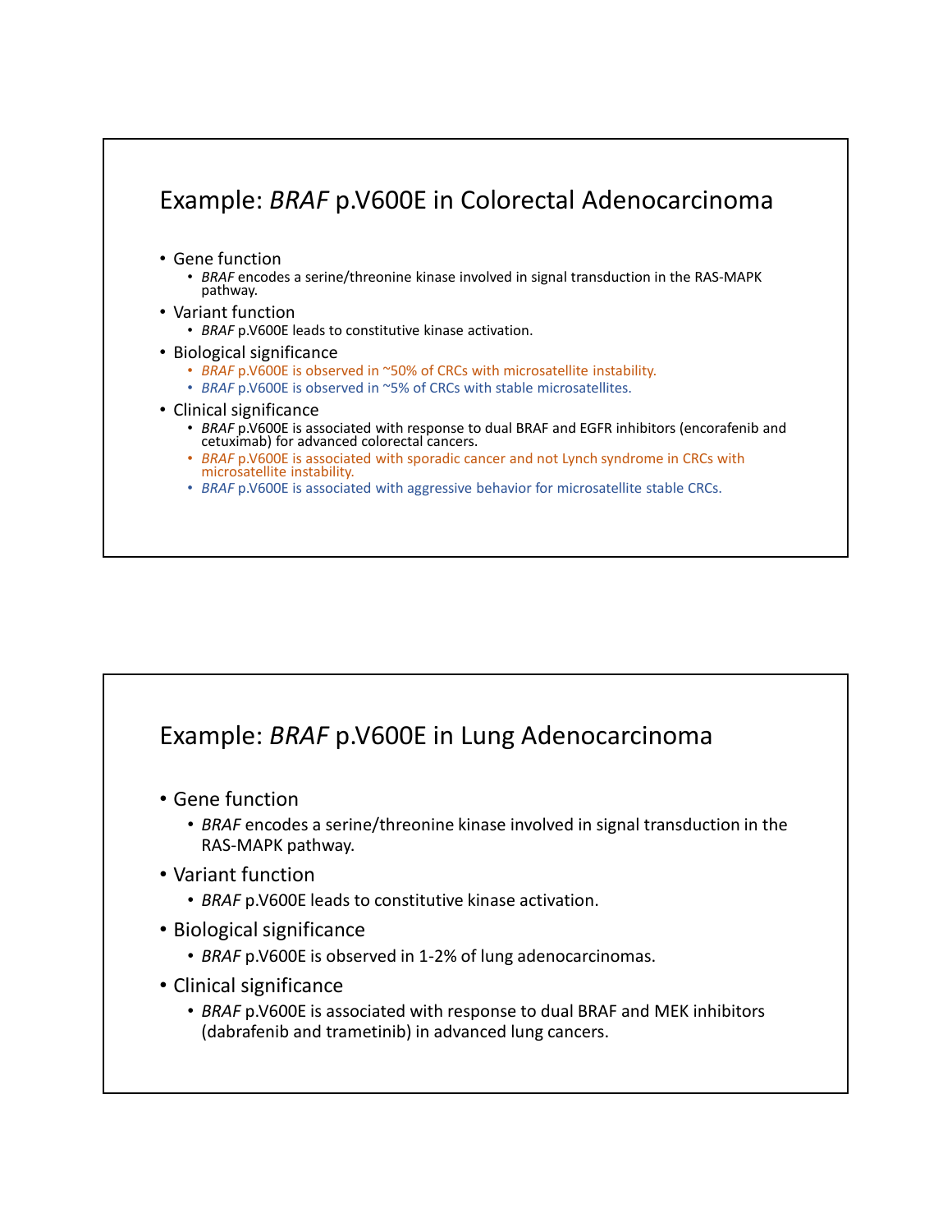## Example: *BRAF* p.V600E in Colorectal Adenocarcinoma

- Gene function
  - *BRAF* encodes a serine/threonine kinase involved in signal transduction in the RAS-MAPK pathway.
- Variant function
  - *BRAF* p.V600E leads to constitutive kinase activation.
- Biological significance
  - *BRAF* p.V600E is observed in ~50% of CRCs with microsatellite instability.
  - *BRAF* p.V600E is observed in ~5% of CRCs with stable microsatellites.
- Clinical significance
  - *BRAF* p.V600E is associated with response to dual BRAF and EGFR inhibitors (encorafenib and cetuximab) for advanced colorectal cancers.
  - *BRAF* p.V600E is associated with sporadic cancer and not Lynch syndrome in CRCs with microsatellite instability.
  - *BRAF* p.V600E is associated with aggressive behavior for microsatellite stable CRCs.

## Example: *BRAF* p.V600E in Lung Adenocarcinoma

- Gene function
  - *BRAF* encodes a serine/threonine kinase involved in signal transduction in the RAS-MAPK pathway.
- Variant function
  - *BRAF* p.V600E leads to constitutive kinase activation.
- Biological significance
  - *BRAF* p.V600E is observed in 1-2% of lung adenocarcinomas.
- Clinical significance
  - *BRAF* p.V600E is associated with response to dual BRAF and MEK inhibitors (dabrafenib and trametinib) in advanced lung cancers.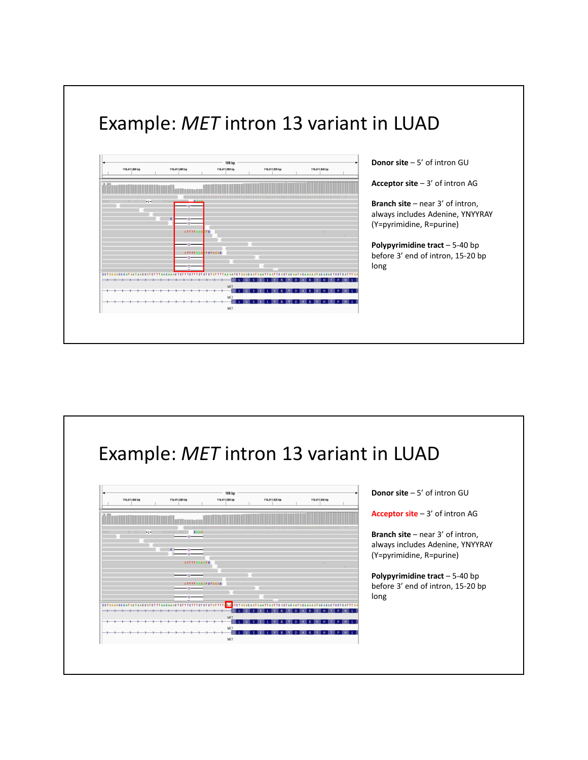# Example: *MET* intron 13 variant in LUAD

**Donor site** – 5' of intron GU

**Acceptor site** – 3' of intron AG

**Branch site** – near 3' of intron, always includes Adenine, YNYYRAY (Y=pyrimidine, R=purine)

**Polypyrimidine tract** – 5-40 bp before 3' end of intron, 15-20 bp long

# Example: *MET* intron 13 variant in LUAD

**Donor site** – 5' of intron GU

**Acceptor site** – 3' of intron AG

**Branch site** – near 3' of intron, always includes Adenine, YNYYRAY (Y=pyrimidine, R=purine)

**Polypyrimidine tract** – 5-40 bp before 3' end of intron, 15-20 bp long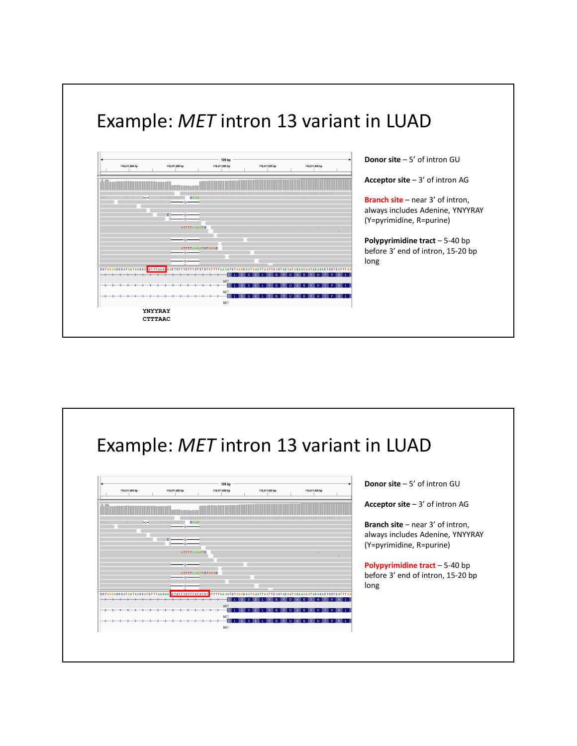# Example: *MET* intron 13 variant in LUAD

YNYYRAY
CTTTAAC

**Donor site** – 5' of intron GU

**Acceptor site** – 3' of intron AG

**Branch site** – near 3' of intron, always includes Adenine, YNYYRAY (Y=pyrimidine, R=purine)

**Polypyrimidine tract** – 5-40 bp before 3' end of intron, 15-20 bp long

# Example: *MET* intron 13 variant in LUAD

**Donor site** – 5' of intron GU

**Acceptor site** – 3' of intron AG

**Branch site** – near 3' of intron, always includes Adenine, YNYYRAY (Y=pyrimidine, R=purine)

**Polypyrimidine tract** – 5-40 bp before 3' end of intron, 15-20 bp long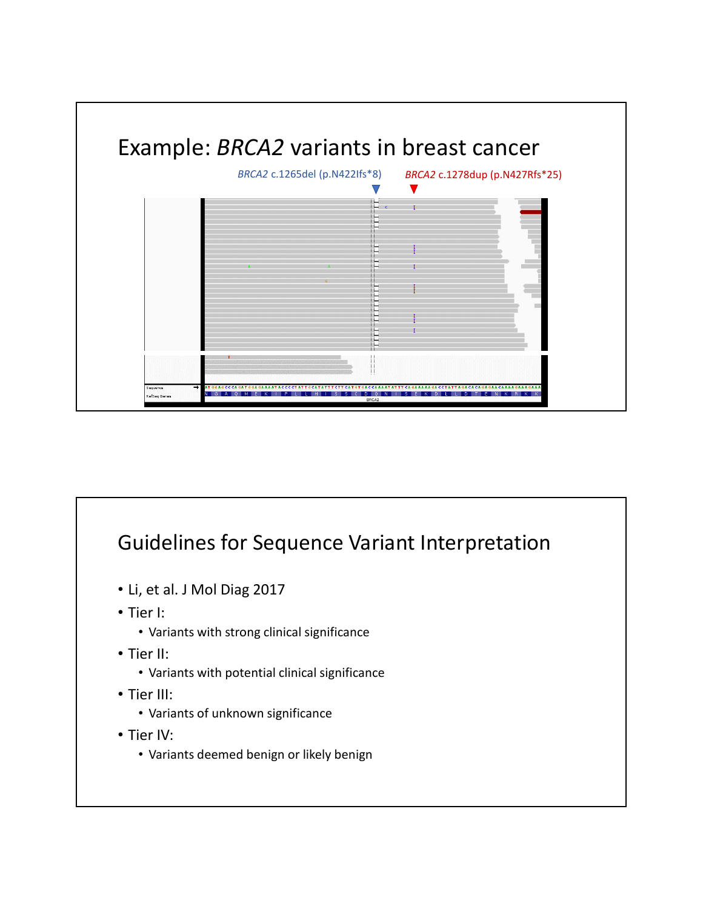# Example: *BRCA2* variants in breast cancer

*BRCA2* c.1265del (p.N422Ifs*8)

*BRCA2* c.1278dup (p.N427Rfs*25)

# Guidelines for Sequence Variant Interpretation

- Li, et al. J Mol Diag 2017
- Tier I:
  - Variants with strong clinical significance
- Tier II:
  - Variants with potential clinical significance
- Tier III:
  - Variants of unknown significance
- Tier IV:
  - Variants deemed benign or likely benign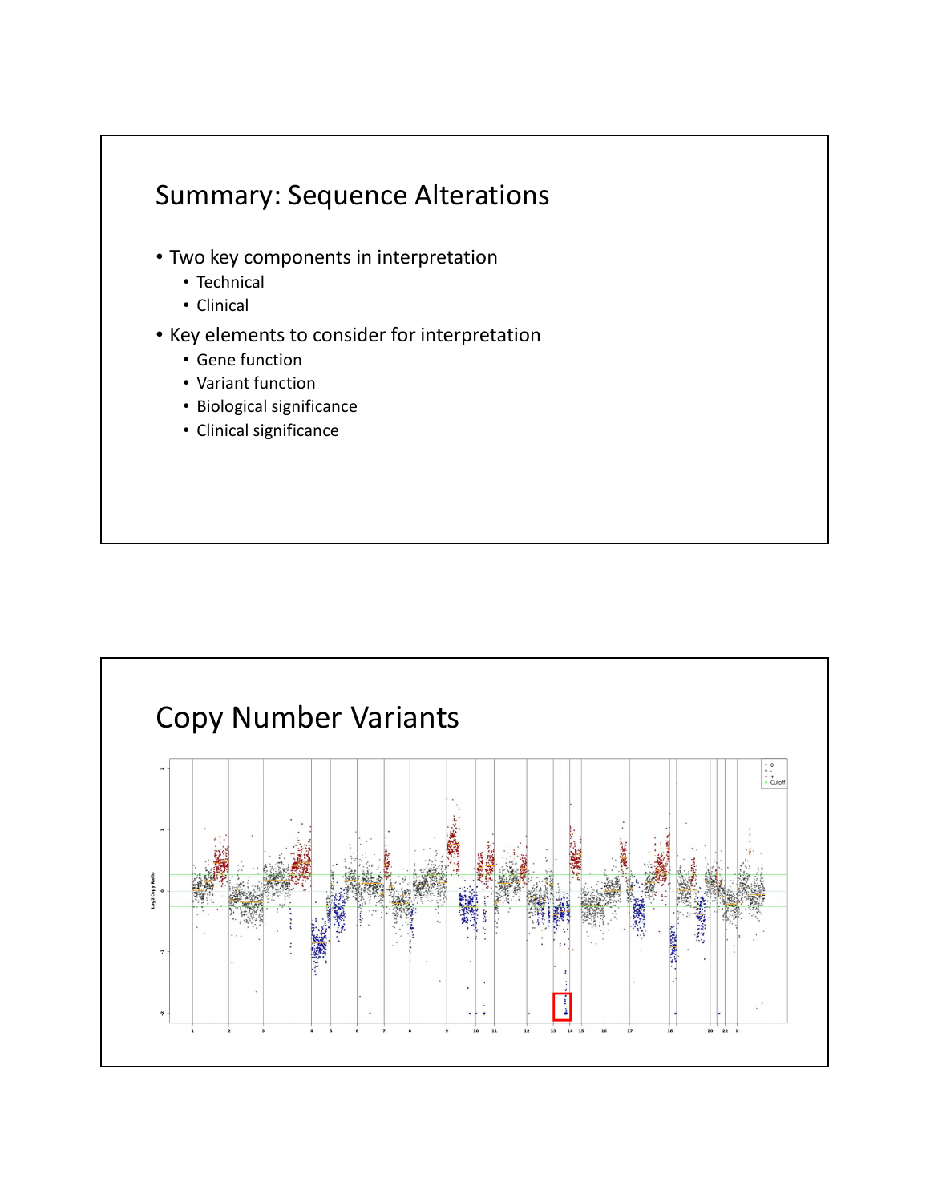# Summary: Sequence Alterations

- Two key components in interpretation
  - Technical
  - Clinical
- Key elements to consider for interpretation
  - Gene function
  - Variant function
  - Biological significance
  - Clinical significance

# Copy Number Variants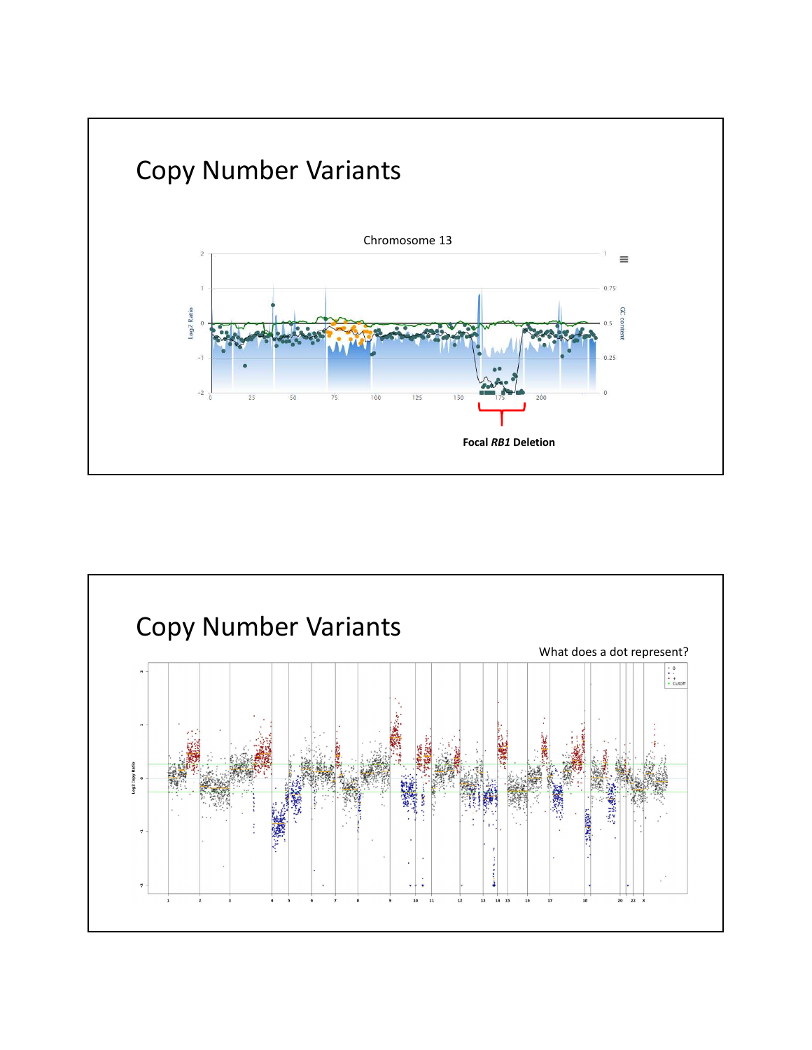# Copy Number Variants

Chromosome 13

Log2 Ratio

GC content

Focal *RB1* Deletion

# Copy Number Variants

What does a dot represent?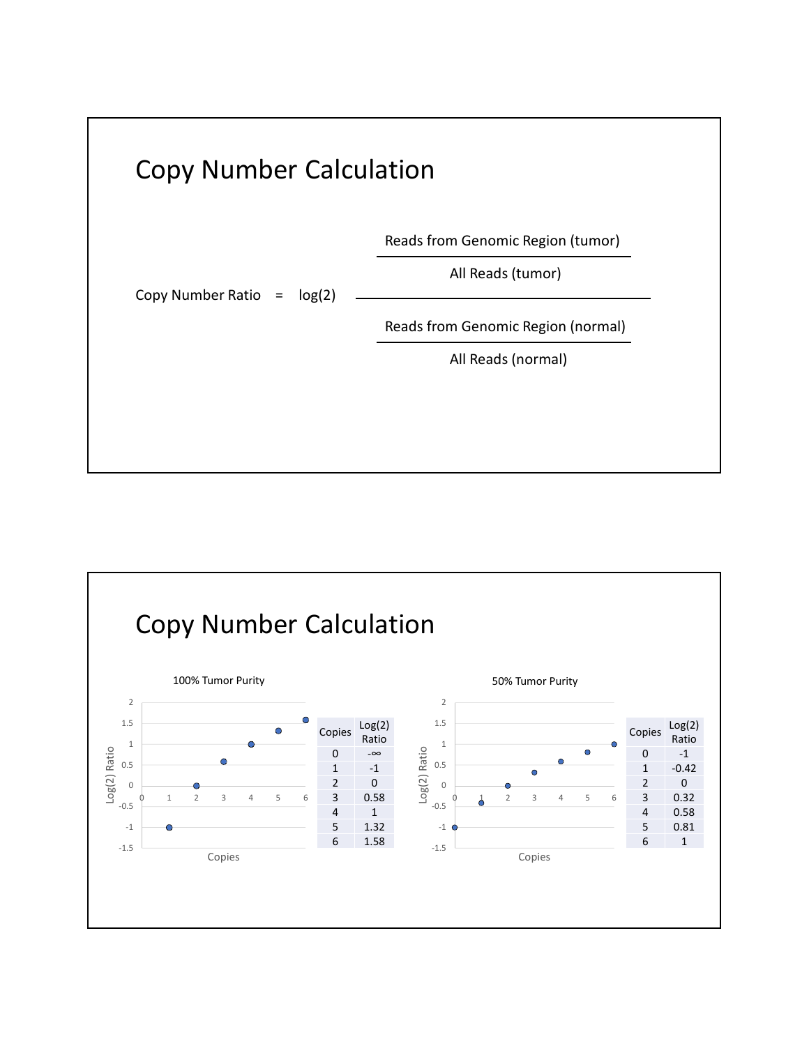# Copy Number Calculation

$$\text{Copy Number Ratio} = \log(2) \frac{\dfrac{\text{Reads from Genomic Region (tumor)}}{\text{All Reads (tumor)}}}{\dfrac{\text{Reads from Genomic Region (normal)}}{\text{All Reads (normal)}}}$$

# Copy Number Calculation

100% Tumor Purity

| Copies | Log(2) Ratio |
|---|---|
| 0 | -∞ |
| 1 | -1 |
| 2 | 0 |
| 3 | 0.58 |
| 4 | 1 |
| 5 | 1.32 |
| 6 | 1.58 |

50% Tumor Purity

| Copies | Log(2) Ratio |
|---|---|
| 0 | -1 |
| 1 | -0.42 |
| 2 | 0 |
| 3 | 0.32 |
| 4 | 0.58 |
| 5 | 0.81 |
| 6 | 1 |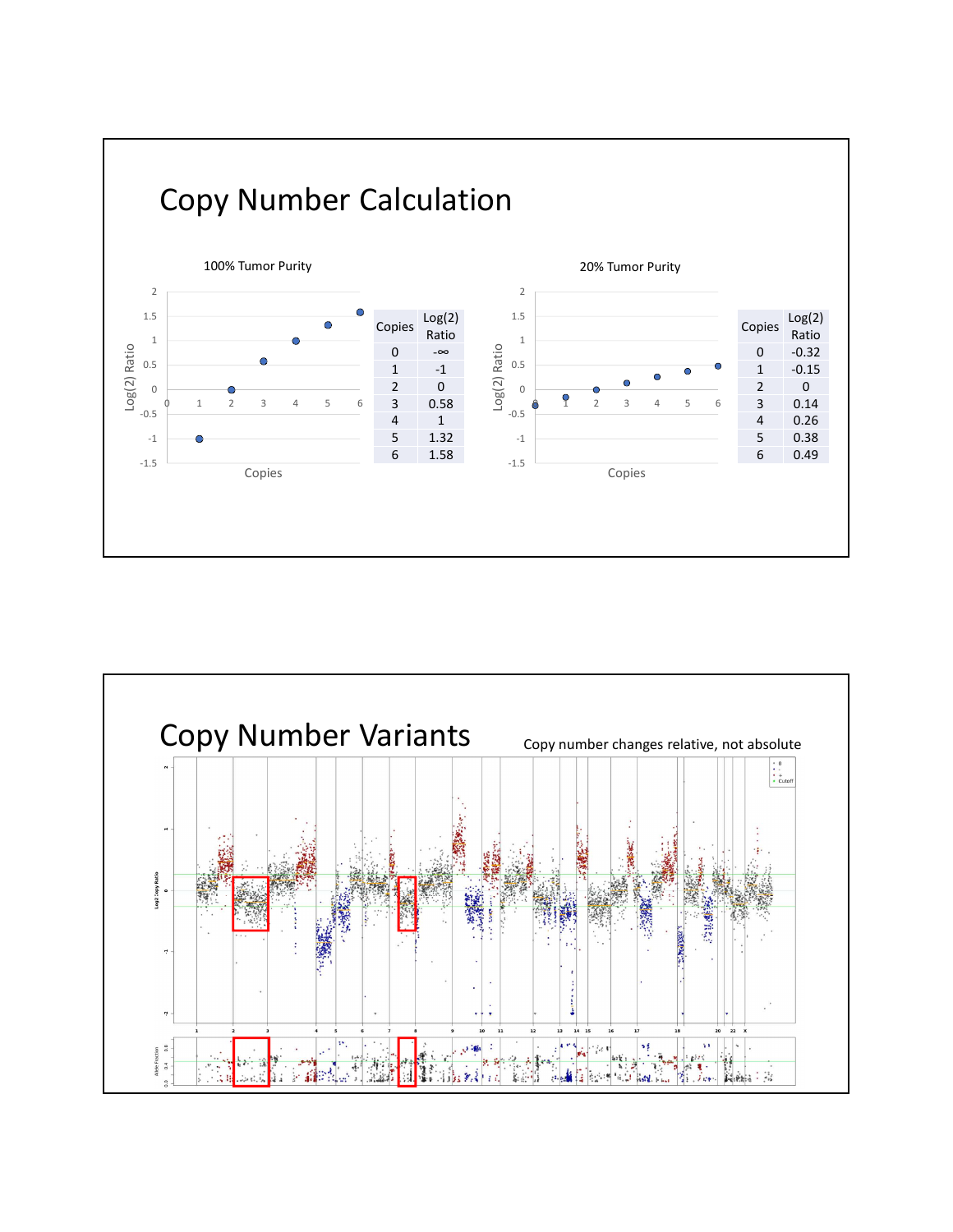# Copy Number Calculation

100% Tumor Purity

| Copies | Log(2) Ratio |
|---|---|
| 0 | -∞ |
| 1 | -1 |
| 2 | 0 |
| 3 | 0.58 |
| 4 | 1 |
| 5 | 1.32 |
| 6 | 1.58 |

20% Tumor Purity

| Copies | Log(2) Ratio |
|---|---|
| 0 | -0.32 |
| 1 | -0.15 |
| 2 | 0 |
| 3 | 0.14 |
| 4 | 0.26 |
| 5 | 0.38 |
| 6 | 0.49 |

# Copy Number Variants

Copy number changes relative, not absolute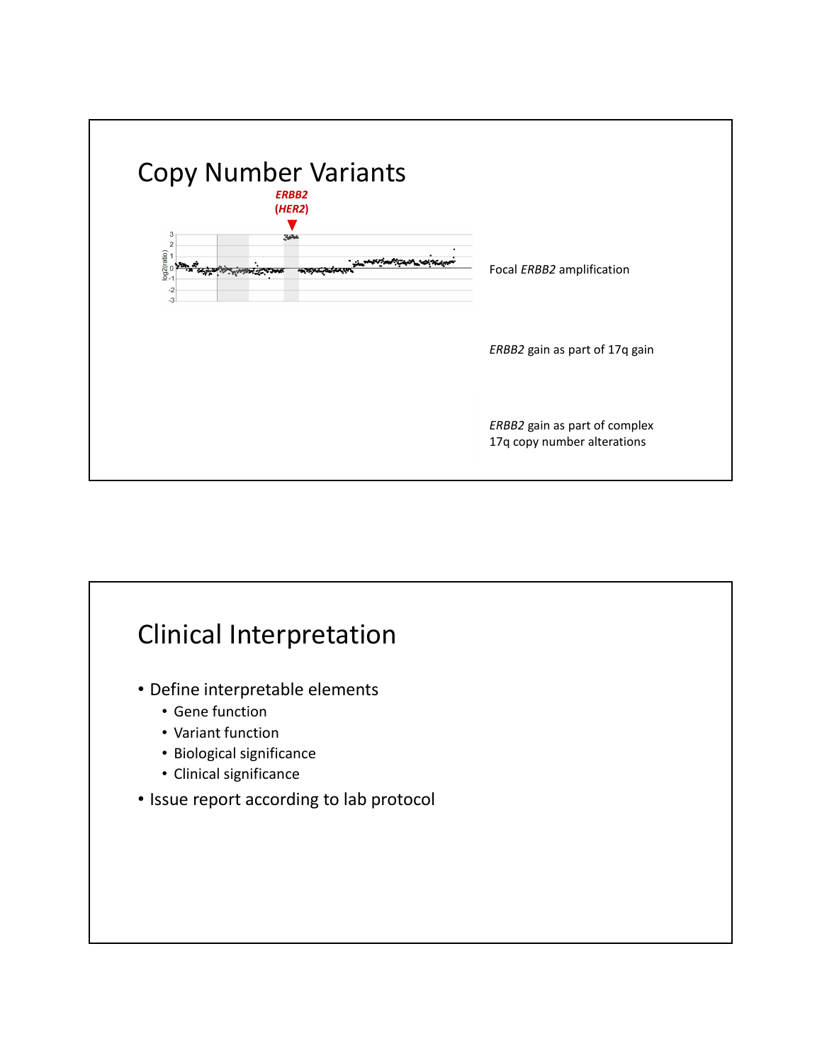## Copy Number Variants

*ERBB2* (*HER2*)

Focal *ERBB2* amplification

*ERBB2* gain as part of 17q gain

*ERBB2* gain as part of complex 17q copy number alterations

## Clinical Interpretation

- Define interpretable elements
  - Gene function
  - Variant function
  - Biological significance
  - Clinical significance
- Issue report according to lab protocol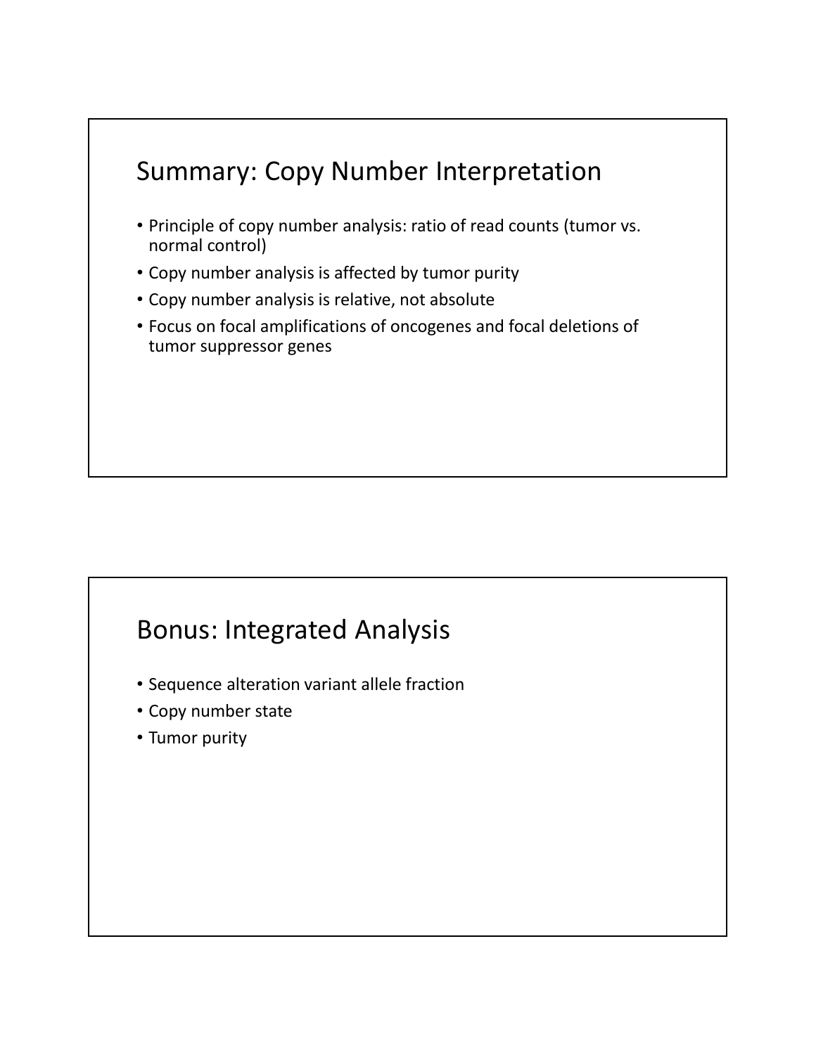## Summary: Copy Number Interpretation

- Principle of copy number analysis: ratio of read counts (tumor vs. normal control)
- Copy number analysis is affected by tumor purity
- Copy number analysis is relative, not absolute
- Focus on focal amplifications of oncogenes and focal deletions of tumor suppressor genes

## Bonus: Integrated Analysis

- Sequence alteration variant allele fraction
- Copy number state
- Tumor purity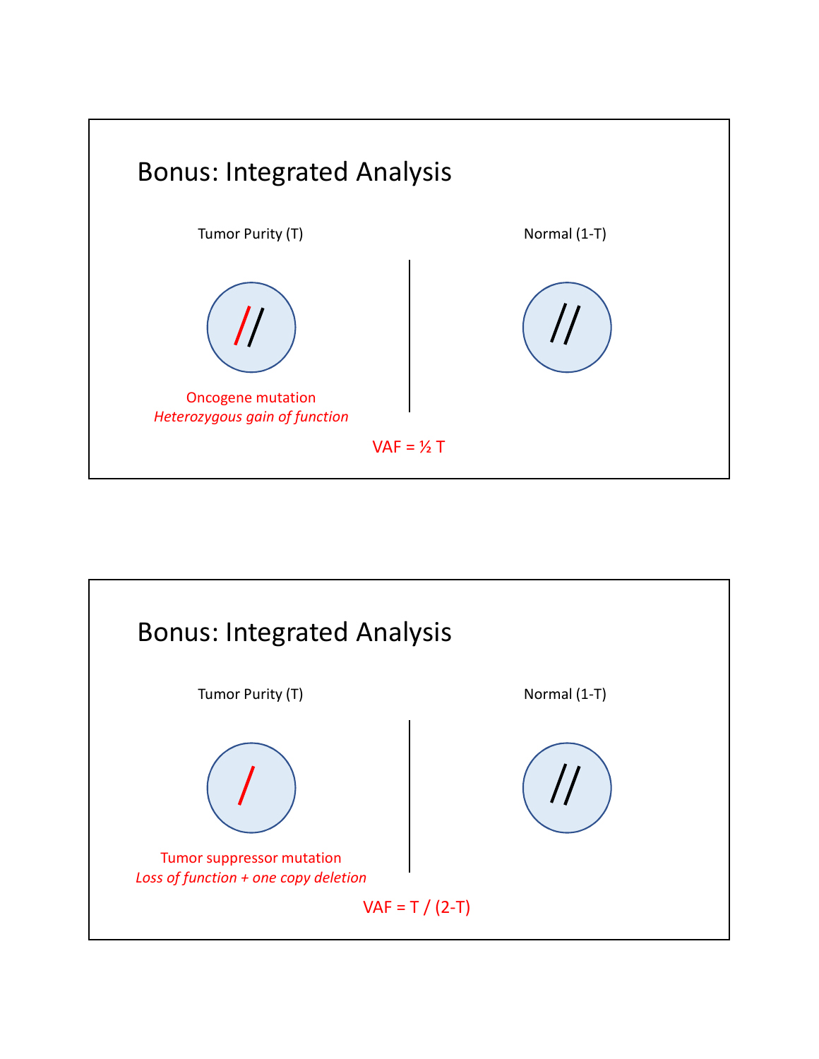## Bonus: Integrated Analysis

Tumor Purity (T)

Normal (1-T)

Oncogene mutation
*Heterozygous gain of function*

VAF = ½ T

## Bonus: Integrated Analysis

Tumor Purity (T)

Normal (1-T)

Tumor suppressor mutation
*Loss of function + one copy deletion*

VAF = T / (2-T)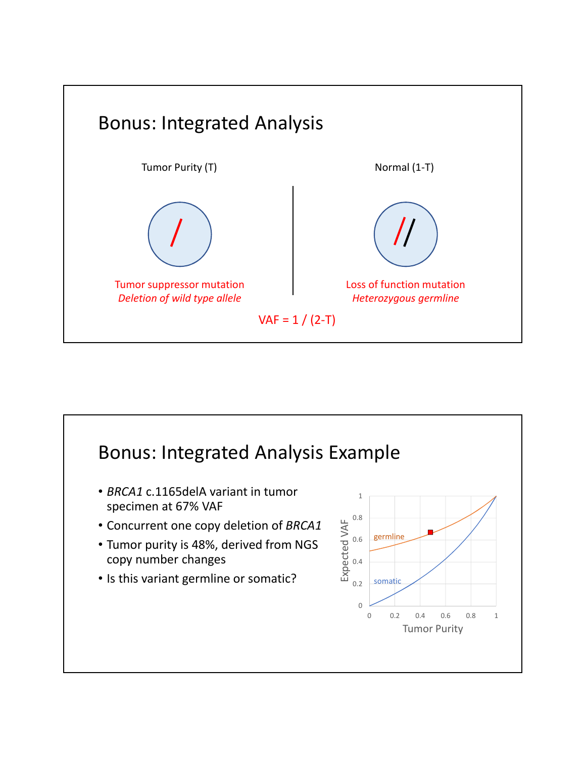# Bonus: Integrated Analysis

Tumor Purity (T)

Normal (1-T)

Tumor suppressor mutation
*Deletion of wild type allele*

Loss of function mutation
*Heterozygous germline*

VAF = 1 / (2-T)

# Bonus: Integrated Analysis Example

- *BRCA1* c.1165delA variant in tumor specimen at 67% VAF
- Concurrent one copy deletion of *BRCA1*
- Tumor purity is 48%, derived from NGS copy number changes
- Is this variant germline or somatic?

Expected VAF

germline

somatic

Tumor Purity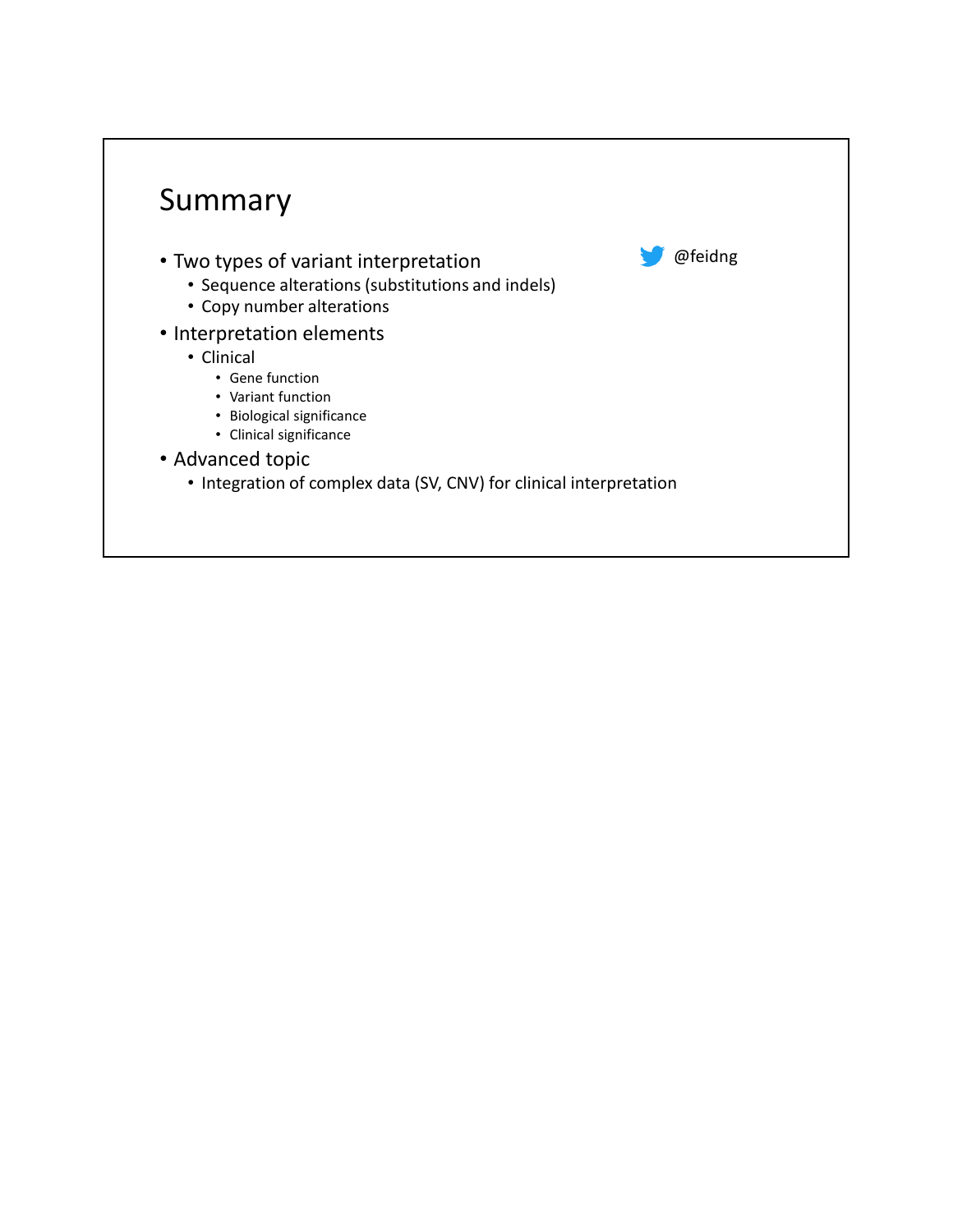# Summary

@feidng

- Two types of variant interpretation
  - Sequence alterations (substitutions and indels)
  - Copy number alterations
- Interpretation elements
  - Clinical
    - Gene function
    - Variant function
    - Biological significance
    - Clinical significance
- Advanced topic
  - Integration of complex data (SV, CNV) for clinical interpretation